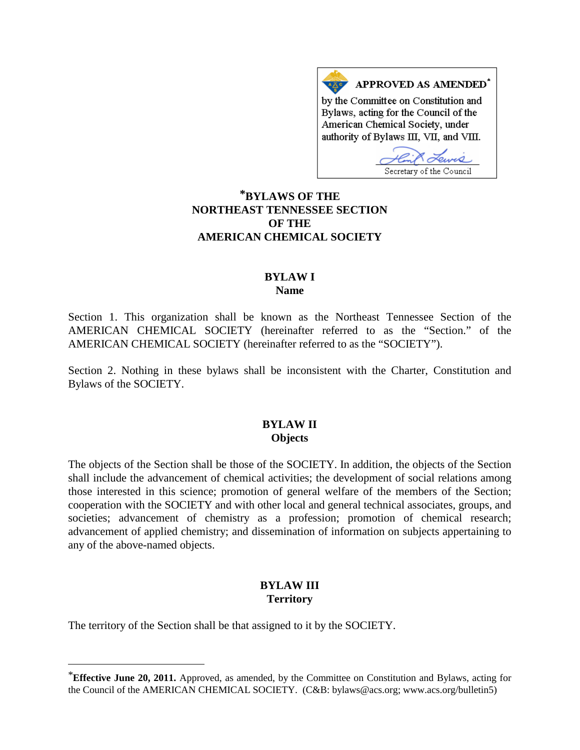**APPROVED AS AMENDED***

by the Committee on Constitution and Bylaws, acting for the Council of the American Chemical Society, under authority of Bylaws III, VII, and VIII.

Secretary of the Council

# *BYLAWS OF THE NORTHEAST TENNESSEE SECTION OF THE AMERICAN CHEMICAL SOCIETY

## BYLAW I
## Name

Section 1. This organization shall be known as the Northeast Tennessee Section of the AMERICAN CHEMICAL SOCIETY (hereinafter referred to as the "Section." of the AMERICAN CHEMICAL SOCIETY (hereinafter referred to as the "SOCIETY").

Section 2. Nothing in these bylaws shall be inconsistent with the Charter, Constitution and Bylaws of the SOCIETY.

## BYLAW II
## Objects

The objects of the Section shall be those of the SOCIETY. In addition, the objects of the Section shall include the advancement of chemical activities; the development of social relations among those interested in this science; promotion of general welfare of the members of the Section; cooperation with the SOCIETY and with other local and general technical associates, groups, and societies; advancement of chemistry as a profession; promotion of chemical research; advancement of applied chemistry; and dissemination of information on subjects appertaining to any of the above-named objects.

## BYLAW III
## Territory

The territory of the Section shall be that assigned to it by the SOCIETY.

---

***Effective June 20, 2011.** Approved, as amended, by the Committee on Constitution and Bylaws, acting for the Council of the AMERICAN CHEMICAL SOCIETY. (C&B: bylaws@acs.org; www.acs.org/bulletin5)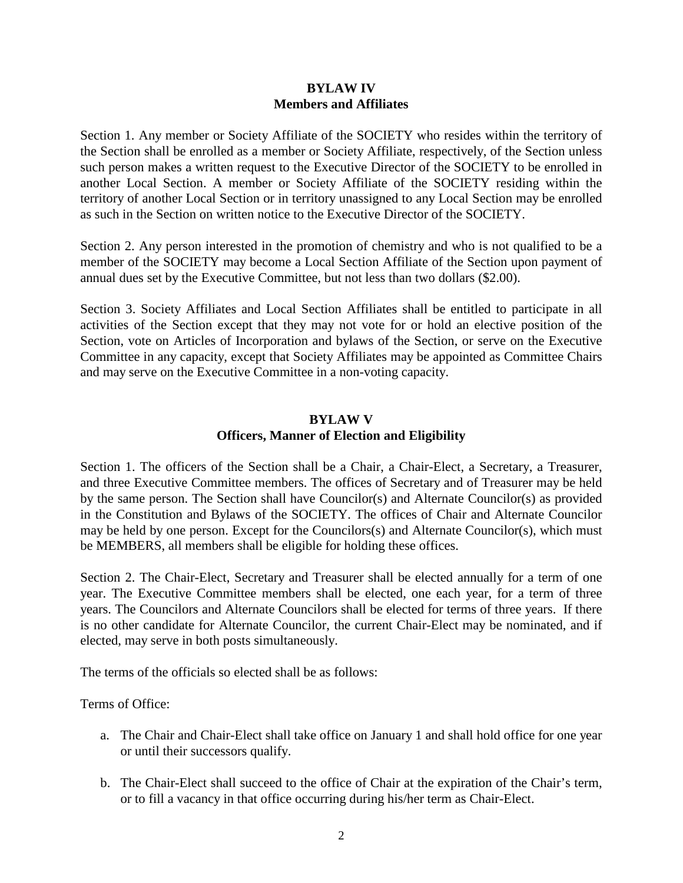## BYLAW IV
## Members and Affiliates

Section 1. Any member or Society Affiliate of the SOCIETY who resides within the territory of the Section shall be enrolled as a member or Society Affiliate, respectively, of the Section unless such person makes a written request to the Executive Director of the SOCIETY to be enrolled in another Local Section. A member or Society Affiliate of the SOCIETY residing within the territory of another Local Section or in territory unassigned to any Local Section may be enrolled as such in the Section on written notice to the Executive Director of the SOCIETY.

Section 2. Any person interested in the promotion of chemistry and who is not qualified to be a member of the SOCIETY may become a Local Section Affiliate of the Section upon payment of annual dues set by the Executive Committee, but not less than two dollars ($2.00).

Section 3. Society Affiliates and Local Section Affiliates shall be entitled to participate in all activities of the Section except that they may not vote for or hold an elective position of the Section, vote on Articles of Incorporation and bylaws of the Section, or serve on the Executive Committee in any capacity, except that Society Affiliates may be appointed as Committee Chairs and may serve on the Executive Committee in a non-voting capacity.

## BYLAW V
## Officers, Manner of Election and Eligibility

Section 1. The officers of the Section shall be a Chair, a Chair-Elect, a Secretary, a Treasurer, and three Executive Committee members. The offices of Secretary and of Treasurer may be held by the same person. The Section shall have Councilor(s) and Alternate Councilor(s) as provided in the Constitution and Bylaws of the SOCIETY. The offices of Chair and Alternate Councilor may be held by one person. Except for the Councilors(s) and Alternate Councilor(s), which must be MEMBERS, all members shall be eligible for holding these offices.

Section 2. The Chair-Elect, Secretary and Treasurer shall be elected annually for a term of one year. The Executive Committee members shall be elected, one each year, for a term of three years. The Councilors and Alternate Councilors shall be elected for terms of three years. If there is no other candidate for Alternate Councilor, the current Chair-Elect may be nominated, and if elected, may serve in both posts simultaneously.

The terms of the officials so elected shall be as follows:

Terms of Office:

a. The Chair and Chair-Elect shall take office on January 1 and shall hold office for one year or until their successors qualify.

b. The Chair-Elect shall succeed to the office of Chair at the expiration of the Chair's term, or to fill a vacancy in that office occurring during his/her term as Chair-Elect.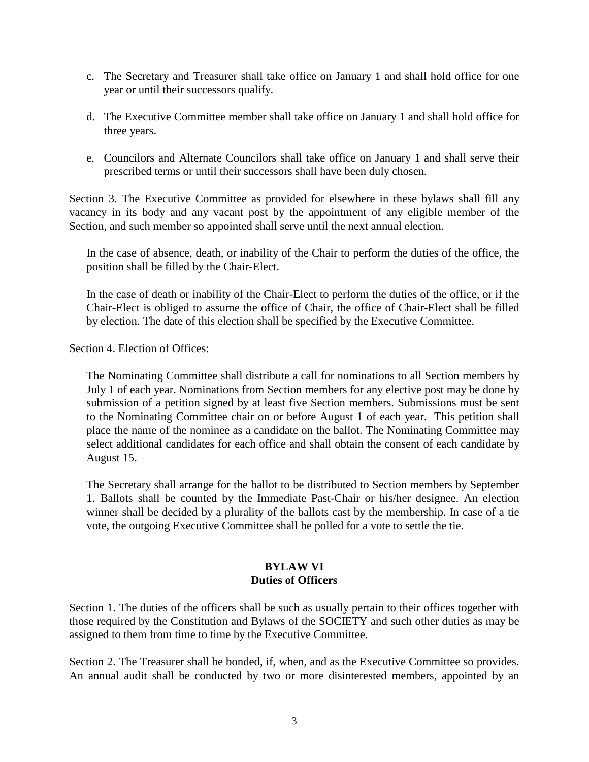c. The Secretary and Treasurer shall take office on January 1 and shall hold office for one year or until their successors qualify.

d. The Executive Committee member shall take office on January 1 and shall hold office for three years.

e. Councilors and Alternate Councilors shall take office on January 1 and shall serve their prescribed terms or until their successors shall have been duly chosen.

Section 3. The Executive Committee as provided for elsewhere in these bylaws shall fill any vacancy in its body and any vacant post by the appointment of any eligible member of the Section, and such member so appointed shall serve until the next annual election.

In the case of absence, death, or inability of the Chair to perform the duties of the office, the position shall be filled by the Chair-Elect.

In the case of death or inability of the Chair-Elect to perform the duties of the office, or if the Chair-Elect is obliged to assume the office of Chair, the office of Chair-Elect shall be filled by election. The date of this election shall be specified by the Executive Committee.

Section 4. Election of Offices:

The Nominating Committee shall distribute a call for nominations to all Section members by July 1 of each year. Nominations from Section members for any elective post may be done by submission of a petition signed by at least five Section members. Submissions must be sent to the Nominating Committee chair on or before August 1 of each year. This petition shall place the name of the nominee as a candidate on the ballot. The Nominating Committee may select additional candidates for each office and shall obtain the consent of each candidate by August 15.

The Secretary shall arrange for the ballot to be distributed to Section members by September 1. Ballots shall be counted by the Immediate Past-Chair or his/her designee. An election winner shall be decided by a plurality of the ballots cast by the membership. In case of a tie vote, the outgoing Executive Committee shall be polled for a vote to settle the tie.

## BYLAW VI
## Duties of Officers

Section 1. The duties of the officers shall be such as usually pertain to their offices together with those required by the Constitution and Bylaws of the SOCIETY and such other duties as may be assigned to them from time to time by the Executive Committee.

Section 2. The Treasurer shall be bonded, if, when, and as the Executive Committee so provides. An annual audit shall be conducted by two or more disinterested members, appointed by an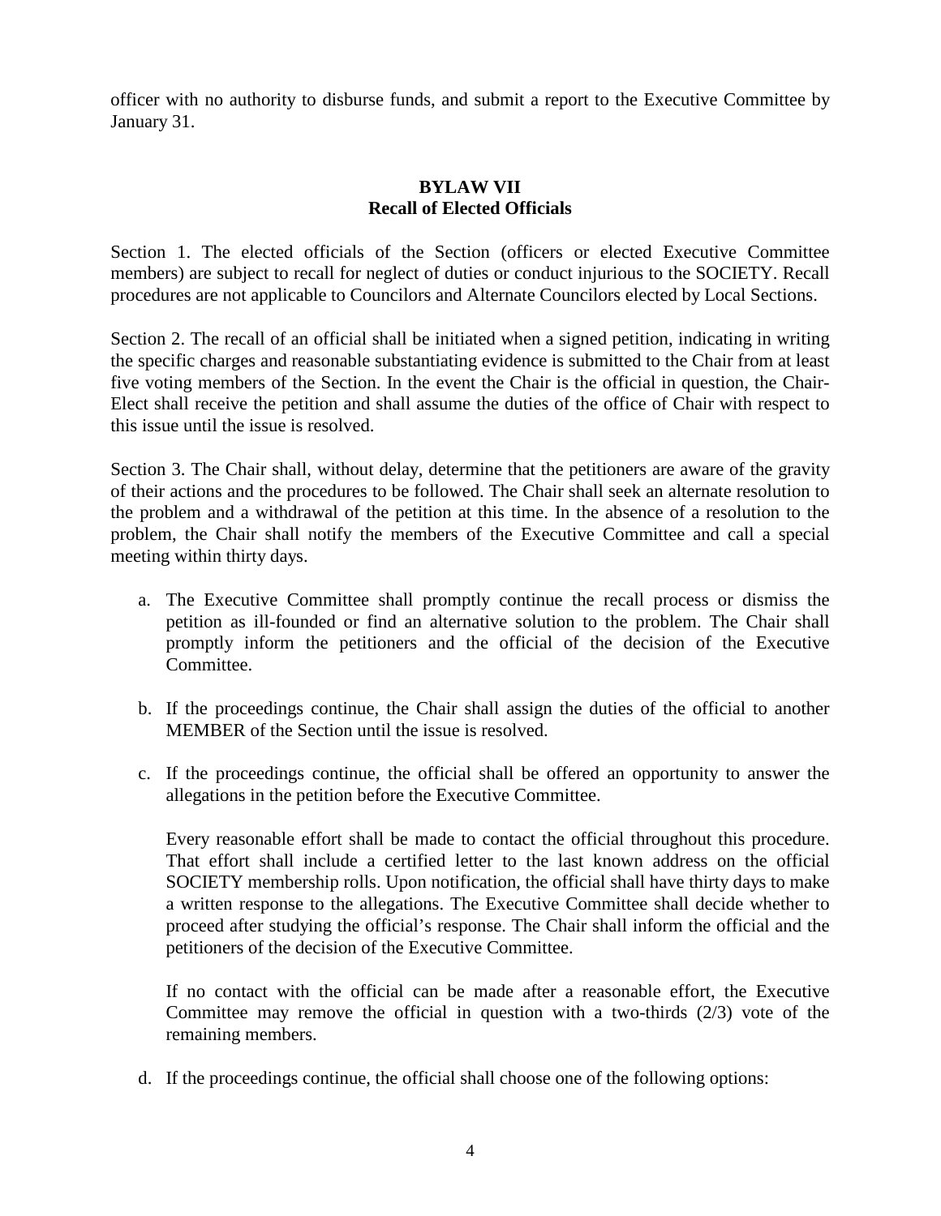officer with no authority to disburse funds, and submit a report to the Executive Committee by January 31.

## BYLAW VII
## Recall of Elected Officials

Section 1. The elected officials of the Section (officers or elected Executive Committee members) are subject to recall for neglect of duties or conduct injurious to the SOCIETY. Recall procedures are not applicable to Councilors and Alternate Councilors elected by Local Sections.

Section 2. The recall of an official shall be initiated when a signed petition, indicating in writing the specific charges and reasonable substantiating evidence is submitted to the Chair from at least five voting members of the Section. In the event the Chair is the official in question, the Chair-Elect shall receive the petition and shall assume the duties of the office of Chair with respect to this issue until the issue is resolved.

Section 3. The Chair shall, without delay, determine that the petitioners are aware of the gravity of their actions and the procedures to be followed. The Chair shall seek an alternate resolution to the problem and a withdrawal of the petition at this time. In the absence of a resolution to the problem, the Chair shall notify the members of the Executive Committee and call a special meeting within thirty days.

a. The Executive Committee shall promptly continue the recall process or dismiss the petition as ill-founded or find an alternative solution to the problem. The Chair shall promptly inform the petitioners and the official of the decision of the Executive Committee.

b. If the proceedings continue, the Chair shall assign the duties of the official to another MEMBER of the Section until the issue is resolved.

c. If the proceedings continue, the official shall be offered an opportunity to answer the allegations in the petition before the Executive Committee.

   Every reasonable effort shall be made to contact the official throughout this procedure. That effort shall include a certified letter to the last known address on the official SOCIETY membership rolls. Upon notification, the official shall have thirty days to make a written response to the allegations. The Executive Committee shall decide whether to proceed after studying the official's response. The Chair shall inform the official and the petitioners of the decision of the Executive Committee.

   If no contact with the official can be made after a reasonable effort, the Executive Committee may remove the official in question with a two-thirds (2/3) vote of the remaining members.

d. If the proceedings continue, the official shall choose one of the following options: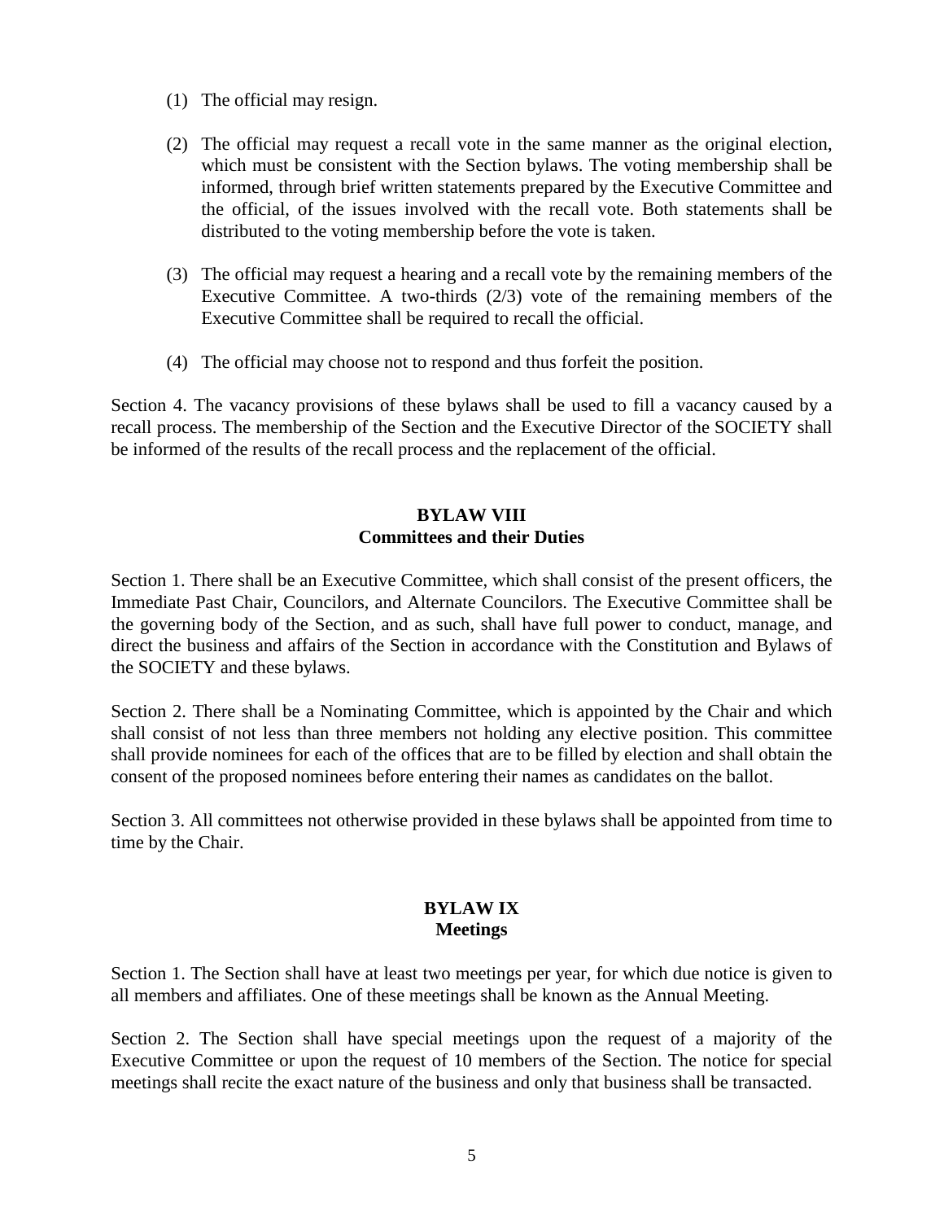(1) The official may resign.

(2) The official may request a recall vote in the same manner as the original election, which must be consistent with the Section bylaws. The voting membership shall be informed, through brief written statements prepared by the Executive Committee and the official, of the issues involved with the recall vote. Both statements shall be distributed to the voting membership before the vote is taken.

(3) The official may request a hearing and a recall vote by the remaining members of the Executive Committee. A two-thirds (2/3) vote of the remaining members of the Executive Committee shall be required to recall the official.

(4) The official may choose not to respond and thus forfeit the position.

Section 4. The vacancy provisions of these bylaws shall be used to fill a vacancy caused by a recall process. The membership of the Section and the Executive Director of the SOCIETY shall be informed of the results of the recall process and the replacement of the official.

## BYLAW VIII
## Committees and their Duties

Section 1. There shall be an Executive Committee, which shall consist of the present officers, the Immediate Past Chair, Councilors, and Alternate Councilors. The Executive Committee shall be the governing body of the Section, and as such, shall have full power to conduct, manage, and direct the business and affairs of the Section in accordance with the Constitution and Bylaws of the SOCIETY and these bylaws.

Section 2. There shall be a Nominating Committee, which is appointed by the Chair and which shall consist of not less than three members not holding any elective position. This committee shall provide nominees for each of the offices that are to be filled by election and shall obtain the consent of the proposed nominees before entering their names as candidates on the ballot.

Section 3. All committees not otherwise provided in these bylaws shall be appointed from time to time by the Chair.

## BYLAW IX
## Meetings

Section 1. The Section shall have at least two meetings per year, for which due notice is given to all members and affiliates. One of these meetings shall be known as the Annual Meeting.

Section 2. The Section shall have special meetings upon the request of a majority of the Executive Committee or upon the request of 10 members of the Section. The notice for special meetings shall recite the exact nature of the business and only that business shall be transacted.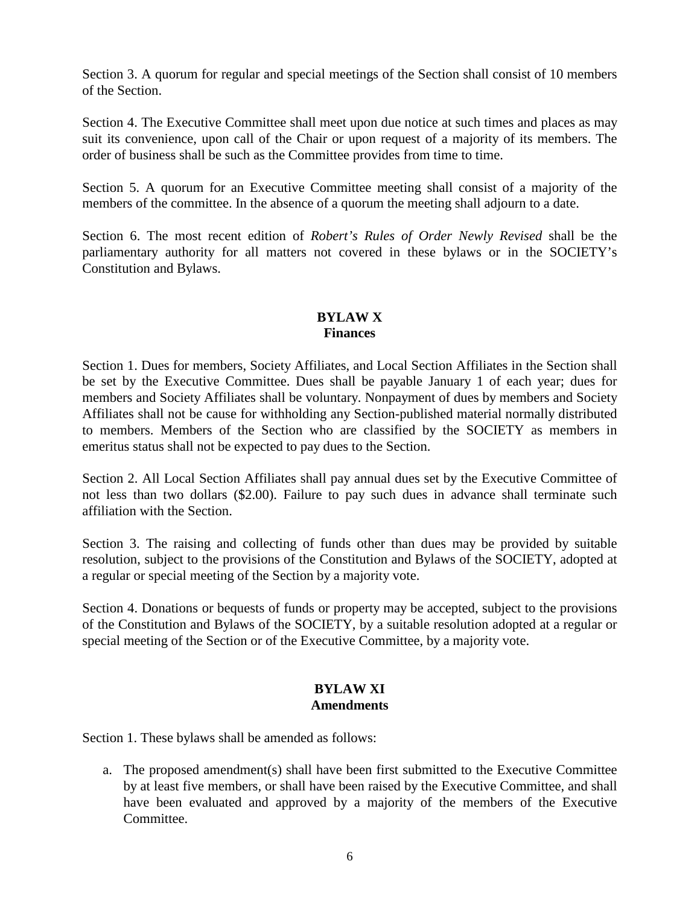Section 3. A quorum for regular and special meetings of the Section shall consist of 10 members of the Section.

Section 4. The Executive Committee shall meet upon due notice at such times and places as may suit its convenience, upon call of the Chair or upon request of a majority of its members. The order of business shall be such as the Committee provides from time to time.

Section 5. A quorum for an Executive Committee meeting shall consist of a majority of the members of the committee. In the absence of a quorum the meeting shall adjourn to a date.

Section 6. The most recent edition of *Robert's Rules of Order Newly Revised* shall be the parliamentary authority for all matters not covered in these bylaws or in the SOCIETY's Constitution and Bylaws.

## BYLAW X
## Finances

Section 1. Dues for members, Society Affiliates, and Local Section Affiliates in the Section shall be set by the Executive Committee. Dues shall be payable January 1 of each year; dues for members and Society Affiliates shall be voluntary. Nonpayment of dues by members and Society Affiliates shall not be cause for withholding any Section-published material normally distributed to members. Members of the Section who are classified by the SOCIETY as members in emeritus status shall not be expected to pay dues to the Section.

Section 2. All Local Section Affiliates shall pay annual dues set by the Executive Committee of not less than two dollars ($2.00). Failure to pay such dues in advance shall terminate such affiliation with the Section.

Section 3. The raising and collecting of funds other than dues may be provided by suitable resolution, subject to the provisions of the Constitution and Bylaws of the SOCIETY, adopted at a regular or special meeting of the Section by a majority vote.

Section 4. Donations or bequests of funds or property may be accepted, subject to the provisions of the Constitution and Bylaws of the SOCIETY, by a suitable resolution adopted at a regular or special meeting of the Section or of the Executive Committee, by a majority vote.

## BYLAW XI
## Amendments

Section 1. These bylaws shall be amended as follows:

a. The proposed amendment(s) shall have been first submitted to the Executive Committee by at least five members, or shall have been raised by the Executive Committee, and shall have been evaluated and approved by a majority of the members of the Executive Committee.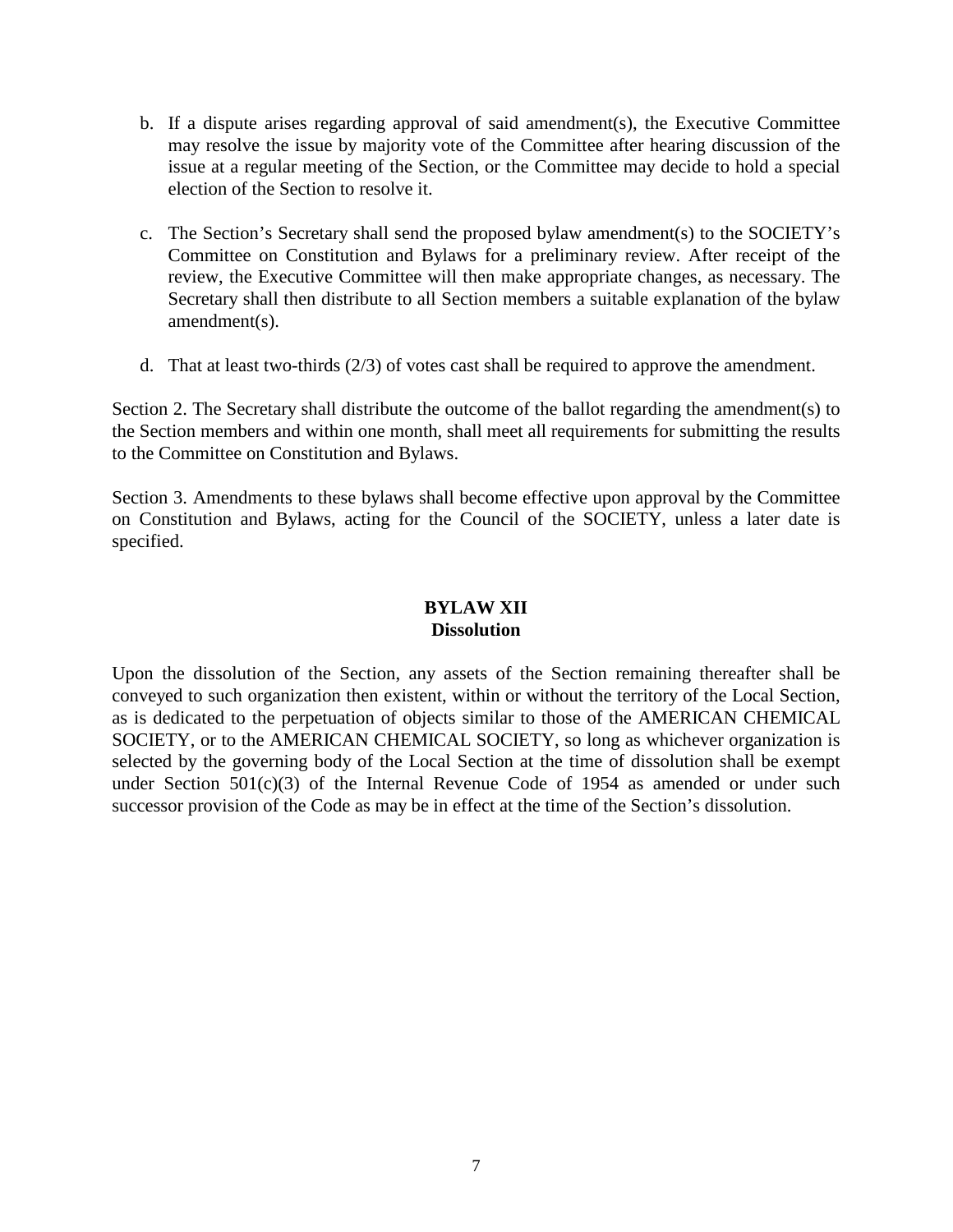b. If a dispute arises regarding approval of said amendment(s), the Executive Committee may resolve the issue by majority vote of the Committee after hearing discussion of the issue at a regular meeting of the Section, or the Committee may decide to hold a special election of the Section to resolve it.

c. The Section's Secretary shall send the proposed bylaw amendment(s) to the SOCIETY's Committee on Constitution and Bylaws for a preliminary review. After receipt of the review, the Executive Committee will then make appropriate changes, as necessary. The Secretary shall then distribute to all Section members a suitable explanation of the bylaw amendment(s).

d. That at least two-thirds (2/3) of votes cast shall be required to approve the amendment.

Section 2. The Secretary shall distribute the outcome of the ballot regarding the amendment(s) to the Section members and within one month, shall meet all requirements for submitting the results to the Committee on Constitution and Bylaws.

Section 3. Amendments to these bylaws shall become effective upon approval by the Committee on Constitution and Bylaws, acting for the Council of the SOCIETY, unless a later date is specified.

## BYLAW XII
## Dissolution

Upon the dissolution of the Section, any assets of the Section remaining thereafter shall be conveyed to such organization then existent, within or without the territory of the Local Section, as is dedicated to the perpetuation of objects similar to those of the AMERICAN CHEMICAL SOCIETY, or to the AMERICAN CHEMICAL SOCIETY, so long as whichever organization is selected by the governing body of the Local Section at the time of dissolution shall be exempt under Section 501(c)(3) of the Internal Revenue Code of 1954 as amended or under such successor provision of the Code as may be in effect at the time of the Section's dissolution.